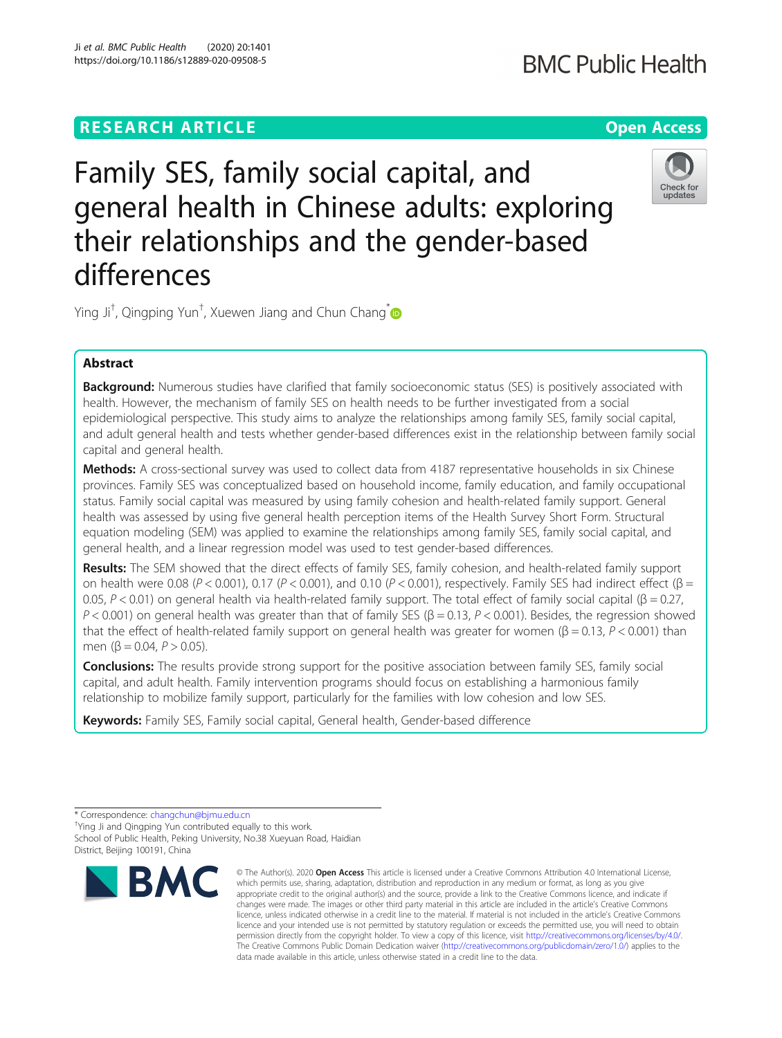RESEARCH ARTICLE

Open Access

# Family SES, family social capital, and general health in Chinese adults: exploring their relationships and the gender-based differences

Ying Ji[†], Qingping Yun[†], Xuewen Jiang and Chun Chang[*]

## Abstract

**Background:** Numerous studies have clarified that family socioeconomic status (SES) is positively associated with health. However, the mechanism of family SES on health needs to be further investigated from a social epidemiological perspective. This study aims to analyze the relationships among family SES, family social capital, and adult general health and tests whether gender-based differences exist in the relationship between family social capital and general health.

**Methods:** A cross-sectional survey was used to collect data from 4187 representative households in six Chinese provinces. Family SES was conceptualized based on household income, family education, and family occupational status. Family social capital was measured by using family cohesion and health-related family support. General health was assessed by using five general health perception items of the Health Survey Short Form. Structural equation modeling (SEM) was applied to examine the relationships among family SES, family social capital, and general health, and a linear regression model was used to test gender-based differences.

**Results:** The SEM showed that the direct effects of family SES, family cohesion, and health-related family support on health were 0.08 ($P < 0.001$), 0.17 ($P < 0.001$), and 0.10 ($P < 0.001$), respectively. Family SES had indirect effect ($\beta = 0.05$, $P < 0.01$) on general health via health-related family support. The total effect of family social capital ($\beta = 0.27$, $P < 0.001$) on general health was greater than that of family SES ($\beta = 0.13$, $P < 0.001$). Besides, the regression showed that the effect of health-related family support on general health was greater for women ($\beta = 0.13$, $P < 0.001$) than men ($\beta = 0.04$, $P > 0.05$).

**Conclusions:** The results provide strong support for the positive association between family SES, family social capital, and adult health. Family intervention programs should focus on establishing a harmonious family relationship to mobilize family support, particularly for the families with low cohesion and low SES.

**Keywords:** Family SES, Family social capital, General health, Gender-based difference

---

* Correspondence: changchun@bjmu.edu.cn

[†]Ying Ji and Qingping Yun contributed equally to this work.

School of Public Health, Peking University, No.38 Xueyuan Road, Haidian District, Beijing 100191, China

© The Author(s). 2020 **Open Access** This article is licensed under a Creative Commons Attribution 4.0 International License, which permits use, sharing, adaptation, distribution and reproduction in any medium or format, as long as you give appropriate credit to the original author(s) and the source, provide a link to the Creative Commons licence, and indicate if changes were made. The images or other third party material in this article are included in the article's Creative Commons licence, unless indicated otherwise in a credit line to the material. If material is not included in the article's Creative Commons licence and your intended use is not permitted by statutory regulation or exceeds the permitted use, you will need to obtain permission directly from the copyright holder. To view a copy of this licence, visit http://creativecommons.org/licenses/by/4.0/. The Creative Commons Public Domain Dedication waiver (http://creativecommons.org/publicdomain/zero/1.0/) applies to the data made available in this article, unless otherwise stated in a credit line to the data.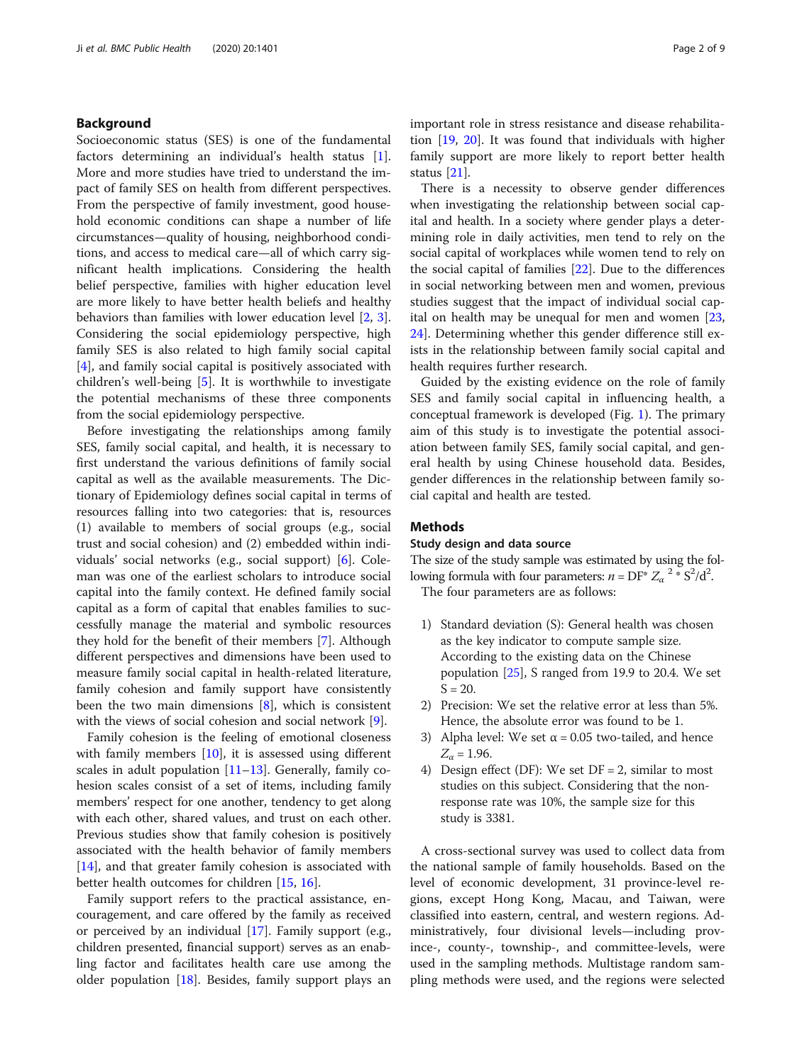## Background

Socioeconomic status (SES) is one of the fundamental factors determining an individual's health status [1]. More and more studies have tried to understand the impact of family SES on health from different perspectives. From the perspective of family investment, good household economic conditions can shape a number of life circumstances—quality of housing, neighborhood conditions, and access to medical care—all of which carry significant health implications. Considering the health belief perspective, families with higher education level are more likely to have better health beliefs and healthy behaviors than families with lower education level [2, 3]. Considering the social epidemiology perspective, high family SES is also related to high family social capital [4], and family social capital is positively associated with children's well-being [5]. It is worthwhile to investigate the potential mechanisms of these three components from the social epidemiology perspective.

Before investigating the relationships among family SES, family social capital, and health, it is necessary to first understand the various definitions of family social capital as well as the available measurements. The Dictionary of Epidemiology defines social capital in terms of resources falling into two categories: that is, resources (1) available to members of social groups (e.g., social trust and social cohesion) and (2) embedded within individuals' social networks (e.g., social support) [6]. Coleman was one of the earliest scholars to introduce social capital into the family context. He defined family social capital as a form of capital that enables families to successfully manage the material and symbolic resources they hold for the benefit of their members [7]. Although different perspectives and dimensions have been used to measure family social capital in health-related literature, family cohesion and family support have consistently been the two main dimensions [8], which is consistent with the views of social cohesion and social network [9].

Family cohesion is the feeling of emotional closeness with family members [10], it is assessed using different scales in adult population [11–13]. Generally, family cohesion scales consist of a set of items, including family members' respect for one another, tendency to get along with each other, shared values, and trust on each other. Previous studies show that family cohesion is positively associated with the health behavior of family members [14], and that greater family cohesion is associated with better health outcomes for children [15, 16].

Family support refers to the practical assistance, encouragement, and care offered by the family as received or perceived by an individual [17]. Family support (e.g., children presented, financial support) serves as an enabling factor and facilitates health care use among the older population [18]. Besides, family support plays an important role in stress resistance and disease rehabilitation [19, 20]. It was found that individuals with higher family support are more likely to report better health status [21].

There is a necessity to observe gender differences when investigating the relationship between social capital and health. In a society where gender plays a determining role in daily activities, men tend to rely on the social capital of workplaces while women tend to rely on the social capital of families [22]. Due to the differences in social networking between men and women, previous studies suggest that the impact of individual social capital on health may be unequal for men and women [23, 24]. Determining whether this gender difference still exists in the relationship between family social capital and health requires further research.

Guided by the existing evidence on the role of family SES and family social capital in influencing health, a conceptual framework is developed (Fig. 1). The primary aim of this study is to investigate the potential association between family SES, family social capital, and general health by using Chinese household data. Besides, gender differences in the relationship between family social capital and health are tested.

## Methods

### Study design and data source

The size of the study sample was estimated by using the following formula with four parameters: $n = DF^{*} Z_{\alpha}^{2} * S^{2}/d^{2}$.

The four parameters are as follows:

1) Standard deviation (S): General health was chosen as the key indicator to compute sample size. According to the existing data on the Chinese population [25], S ranged from 19.9 to 20.4. We set S = 20.
2) Precision: We set the relative error at less than 5%. Hence, the absolute error was found to be 1.
3) Alpha level: We set α = 0.05 two-tailed, and hence $Z_{\alpha} = 1.96$.
4) Design effect (DF): We set DF = 2, similar to most studies on this subject. Considering that the non-response rate was 10%, the sample size for this study is 3381.

A cross-sectional survey was used to collect data from the national sample of family households. Based on the level of economic development, 31 province-level regions, except Hong Kong, Macau, and Taiwan, were classified into eastern, central, and western regions. Administratively, four divisional levels—including province-, county-, township-, and committee-levels, were used in the sampling methods. Multistage random sampling methods were used, and the regions were selected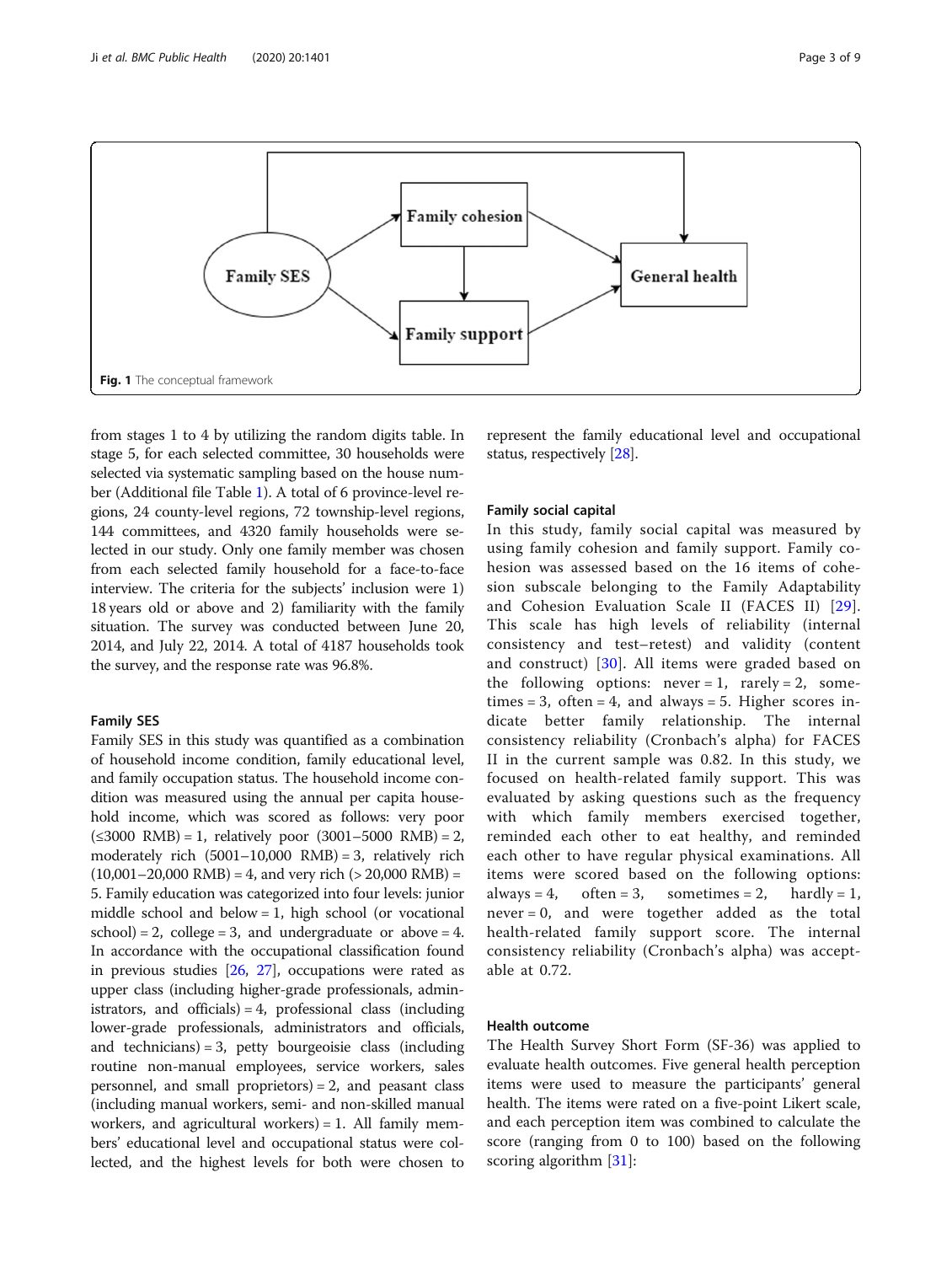Fig. 1 The conceptual framework

from stages 1 to 4 by utilizing the random digits table. In stage 5, for each selected committee, 30 households were selected via systematic sampling based on the house number (Additional file Table 1). A total of 6 province-level regions, 24 county-level regions, 72 township-level regions, 144 committees, and 4320 family households were selected in our study. Only one family member was chosen from each selected family household for a face-to-face interview. The criteria for the subjects' inclusion were 1) 18 years old or above and 2) familiarity with the family situation. The survey was conducted between June 20, 2014, and July 22, 2014. A total of 4187 households took the survey, and the response rate was 96.8%.

### Family SES

Family SES in this study was quantified as a combination of household income condition, family educational level, and family occupation status. The household income condition was measured using the annual per capita household income, which was scored as follows: very poor (≤3000 RMB) = 1, relatively poor (3001–5000 RMB) = 2, moderately rich (5001–10,000 RMB) = 3, relatively rich (10,001–20,000 RMB) = 4, and very rich (> 20,000 RMB) = 5. Family education was categorized into four levels: junior middle school and below = 1, high school (or vocational school) = 2, college = 3, and undergraduate or above = 4. In accordance with the occupational classification found in previous studies [26, 27], occupations were rated as upper class (including higher-grade professionals, administrators, and officials) = 4, professional class (including lower-grade professionals, administrators and officials, and technicians) = 3, petty bourgeoisie class (including routine non-manual employees, service workers, sales personnel, and small proprietors) = 2, and peasant class (including manual workers, semi- and non-skilled manual workers, and agricultural workers) = 1. All family members' educational level and occupational status were collected, and the highest levels for both were chosen to represent the family educational level and occupational status, respectively [28].

### Family social capital

In this study, family social capital was measured by using family cohesion and family support. Family cohesion was assessed based on the 16 items of cohesion subscale belonging to the Family Adaptability and Cohesion Evaluation Scale II (FACES II) [29]. This scale has high levels of reliability (internal consistency and test–retest) and validity (content and construct) [30]. All items were graded based on the following options: never = 1, rarely = 2, sometimes = 3, often = 4, and always = 5. Higher scores indicate better family relationship. The internal consistency reliability (Cronbach's alpha) for FACES II in the current sample was 0.82. In this study, we focused on health-related family support. This was evaluated by asking questions such as the frequency with which family members exercised together, reminded each other to eat healthy, and reminded each other to have regular physical examinations. All items were scored based on the following options: always = 4, often = 3, sometimes = 2, hardly = 1, never = 0, and were together added as the total health-related family support score. The internal consistency reliability (Cronbach's alpha) was acceptable at 0.72.

### Health outcome

The Health Survey Short Form (SF-36) was applied to evaluate health outcomes. Five general health perception items were used to measure the participants' general health. The items were rated on a five-point Likert scale, and each perception item was combined to calculate the score (ranging from 0 to 100) based on the following scoring algorithm [31]: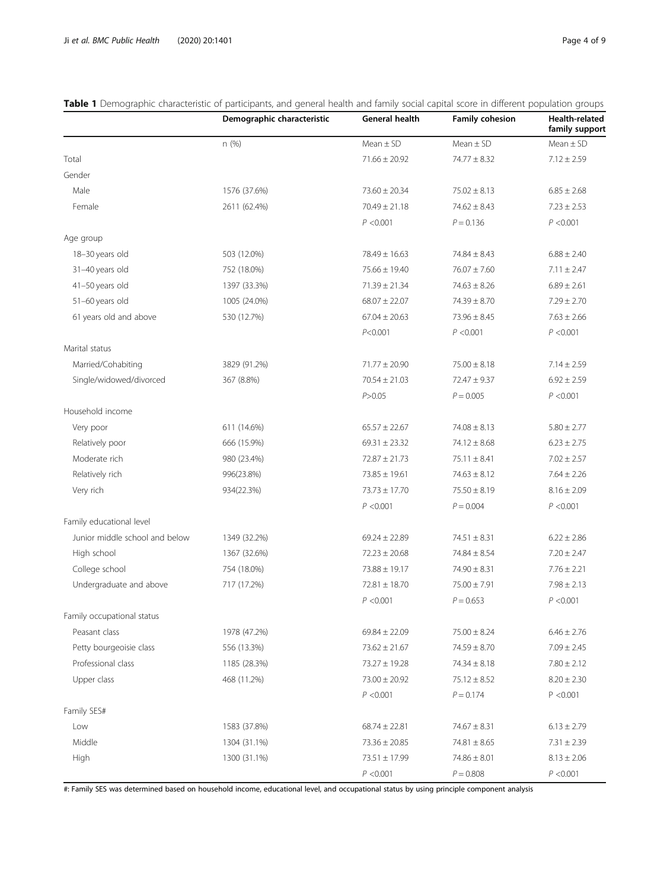**Table 1** Demographic characteristic of participants, and general health and family social capital score in different population groups

| | Demographic characteristic | General health | Family cohesion | Health-related family support |
|---|---|---|---|---|
| | n (%) | Mean ± SD | Mean ± SD | Mean ± SD |
| Total | | 71.66 ± 20.92 | 74.77 ± 8.32 | 7.12 ± 2.59 |
| Gender | | | | |
| Male | 1576 (37.6%) | 73.60 ± 20.34 | 75.02 ± 8.13 | 6.85 ± 2.68 |
| Female | 2611 (62.4%) | 70.49 ± 21.18 | 74.62 ± 8.43 | 7.23 ± 2.53 |
| | | $P$ <0.001 | $P$ = 0.136 | $P$ <0.001 |
| Age group | | | | |
| 18–30 years old | 503 (12.0%) | 78.49 ± 16.63 | 74.84 ± 8.43 | 6.88 ± 2.40 |
| 31–40 years old | 752 (18.0%) | 75.66 ± 19.40 | 76.07 ± 7.60 | 7.11 ± 2.47 |
| 41–50 years old | 1397 (33.3%) | 71.39 ± 21.34 | 74.63 ± 8.26 | 6.89 ± 2.61 |
| 51–60 years old | 1005 (24.0%) | 68.07 ± 22.07 | 74.39 ± 8.70 | 7.29 ± 2.70 |
| 61 years old and above | 530 (12.7%) | 67.04 ± 20.63 | 73.96 ± 8.45 | 7.63 ± 2.66 |
| | | $P$<0.001 | $P$ <0.001 | $P$ <0.001 |
| Marital status | | | | |
| Married/Cohabiting | 3829 (91.2%) | 71.77 ± 20.90 | 75.00 ± 8.18 | 7.14 ± 2.59 |
| Single/widowed/divorced | 367 (8.8%) | 70.54 ± 21.03 | 72.47 ± 9.37 | 6.92 ± 2.59 |
| | | $P$>0.05 | $P$ = 0.005 | $P$ <0.001 |
| Household income | | | | |
| Very poor | 611 (14.6%) | 65.57 ± 22.67 | 74.08 ± 8.13 | 5.80 ± 2.77 |
| Relatively poor | 666 (15.9%) | 69.31 ± 23.32 | 74.12 ± 8.68 | 6.23 ± 2.75 |
| Moderate rich | 980 (23.4%) | 72.87 ± 21.73 | 75.11 ± 8.41 | 7.02 ± 2.57 |
| Relatively rich | 996(23.8%) | 73.85 ± 19.61 | 74.63 ± 8.12 | 7.64 ± 2.26 |
| Very rich | 934(22.3%) | 73.73 ± 17.70 | 75.50 ± 8.19 | 8.16 ± 2.09 |
| | | $P$ <0.001 | $P$ = 0.004 | $P$ <0.001 |
| Family educational level | | | | |
| Junior middle school and below | 1349 (32.2%) | 69.24 ± 22.89 | 74.51 ± 8.31 | 6.22 ± 2.86 |
| High school | 1367 (32.6%) | 72.23 ± 20.68 | 74.84 ± 8.54 | 7.20 ± 2.47 |
| College school | 754 (18.0%) | 73.88 ± 19.17 | 74.90 ± 8.31 | 7.76 ± 2.21 |
| Undergraduate and above | 717 (17.2%) | 72.81 ± 18.70 | 75.00 ± 7.91 | 7.98 ± 2.13 |
| | | $P$ <0.001 | $P$ = 0.653 | $P$ <0.001 |
| Family occupational status | | | | |
| Peasant class | 1978 (47.2%) | 69.84 ± 22.09 | 75.00 ± 8.24 | 6.46 ± 2.76 |
| Petty bourgeoisie class | 556 (13.3%) | 73.62 ± 21.67 | 74.59 ± 8.70 | 7.09 ± 2.45 |
| Professional class | 1185 (28.3%) | 73.27 ± 19.28 | 74.34 ± 8.18 | 7.80 ± 2.12 |
| Upper class | 468 (11.2%) | 73.00 ± 20.92 | 75.12 ± 8.52 | 8.20 ± 2.30 |
| | | $P$ <0.001 | $P$ = 0.174 | P <0.001 |
| Family SES# | | | | |
| Low | 1583 (37.8%) | 68.74 ± 22.81 | 74.67 ± 8.31 | 6.13 ± 2.79 |
| Middle | 1304 (31.1%) | 73.36 ± 20.85 | 74.81 ± 8.65 | 7.31 ± 2.39 |
| High | 1300 (31.1%) | 73.51 ± 17.99 | 74.86 ± 8.01 | 8.13 ± 2.06 |
| | | $P$ <0.001 | $P$ = 0.808 | $P$ <0.001 |

#: Family SES was determined based on household income, educational level, and occupational status by using principle component analysis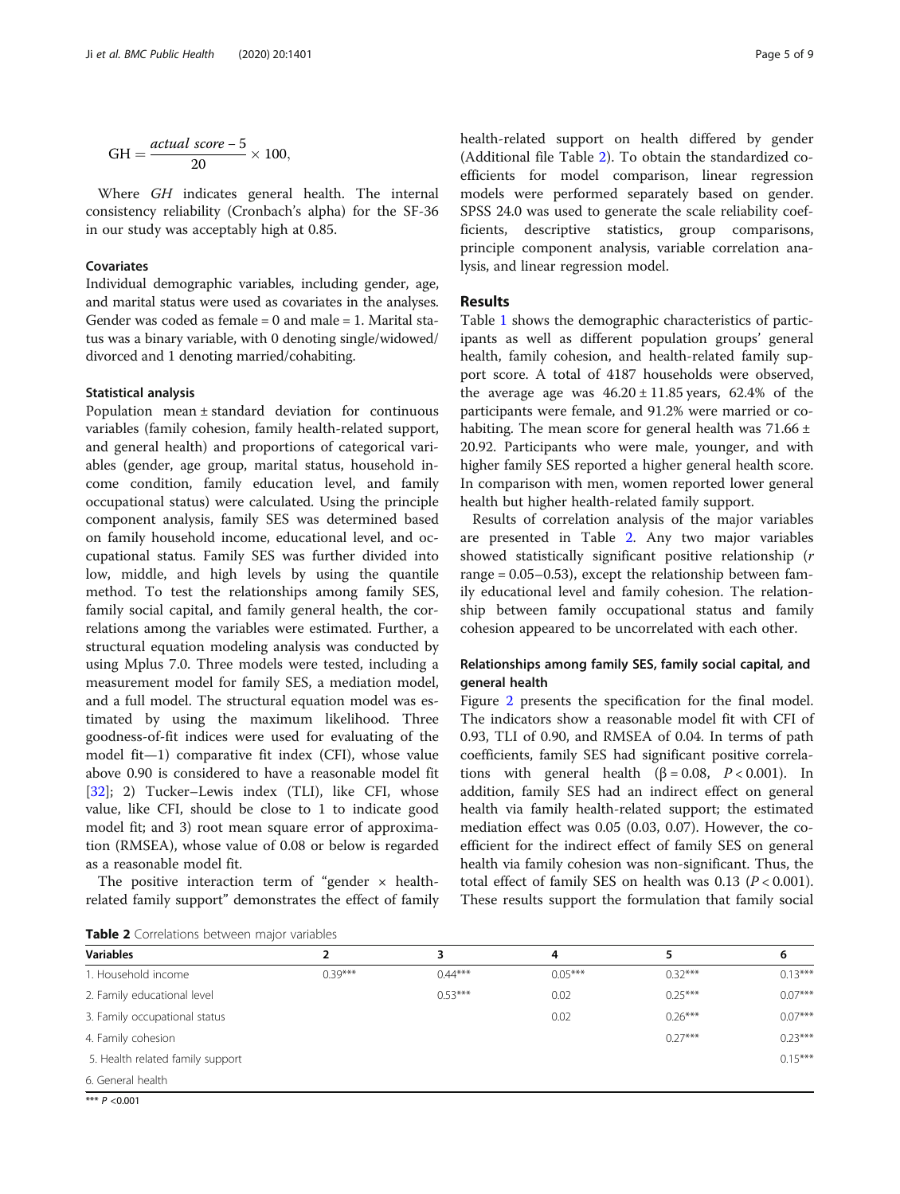$$\mathrm{GH} = \frac{actual\ score - 5}{20} \times 100,$$

Where *GH* indicates general health. The internal consistency reliability (Cronbach's alpha) for the SF-36 in our study was acceptably high at 0.85.

### Covariates

Individual demographic variables, including gender, age, and marital status were used as covariates in the analyses. Gender was coded as female = 0 and male = 1. Marital status was a binary variable, with 0 denoting single/widowed/divorced and 1 denoting married/cohabiting.

### Statistical analysis

Population mean ± standard deviation for continuous variables (family cohesion, family health-related support, and general health) and proportions of categorical variables (gender, age group, marital status, household income condition, family education level, and family occupational status) were calculated. Using the principle component analysis, family SES was determined based on family household income, educational level, and occupational status. Family SES was further divided into low, middle, and high levels by using the quantile method. To test the relationships among family SES, family social capital, and family general health, the correlations among the variables were estimated. Further, a structural equation modeling analysis was conducted by using Mplus 7.0. Three models were tested, including a measurement model for family SES, a mediation model, and a full model. The structural equation model was estimated by using the maximum likelihood. Three goodness-of-fit indices were used for evaluating of the model fit—1) comparative fit index (CFI), whose value above 0.90 is considered to have a reasonable model fit [32]; 2) Tucker–Lewis index (TLI), like CFI, whose value, like CFI, should be close to 1 to indicate good model fit; and 3) root mean square error of approximation (RMSEA), whose value of 0.08 or below is regarded as a reasonable model fit.

The positive interaction term of "gender × health-related family support" demonstrates the effect of family health-related support on health differed by gender (Additional file Table 2). To obtain the standardized coefficients for model comparison, linear regression models were performed separately based on gender. SPSS 24.0 was used to generate the scale reliability coefficients, descriptive statistics, group comparisons, principle component analysis, variable correlation analysis, and linear regression model.

## Results

Table 1 shows the demographic characteristics of participants as well as different population groups' general health, family cohesion, and health-related family support score. A total of 4187 households were observed, the average age was 46.20 ± 11.85 years, 62.4% of the participants were female, and 91.2% were married or cohabiting. The mean score for general health was 71.66 ± 20.92. Participants who were male, younger, and with higher family SES reported a higher general health score. In comparison with men, women reported lower general health but higher health-related family support.

Results of correlation analysis of the major variables are presented in Table 2. Any two major variables showed statistically significant positive relationship (*r* range = 0.05–0.53), except the relationship between family educational level and family cohesion. The relationship between family occupational status and family cohesion appeared to be uncorrelated with each other.

### Relationships among family SES, family social capital, and general health

Figure 2 presents the specification for the final model. The indicators show a reasonable model fit with CFI of 0.93, TLI of 0.90, and RMSEA of 0.04. In terms of path coefficients, family SES had significant positive correlations with general health ($\beta = 0.08$, $P < 0.001$). In addition, family SES had an indirect effect on general health via family health-related support; the estimated mediation effect was 0.05 (0.03, 0.07). However, the coefficient for the indirect effect of family SES on general health via family cohesion was non-significant. Thus, the total effect of family SES on health was 0.13 ($P < 0.001$). These results support the formulation that family social

**Table 2** Correlations between major variables

| Variables | 2 | 3 | 4 | 5 | 6 |
|---|---|---|---|---|---|
| 1. Household income | 0.39*** | 0.44*** | 0.05*** | 0.32*** | 0.13*** |
| 2. Family educational level | | 0.53*** | 0.02 | 0.25*** | 0.07*** |
| 3. Family occupational status | | | 0.02 | 0.26*** | 0.07*** |
| 4. Family cohesion | | | | 0.27*** | 0.23*** |
| 5. Health related family support | | | | | 0.15*** |
| 6. General health | | | | | |

*** $P < 0.001$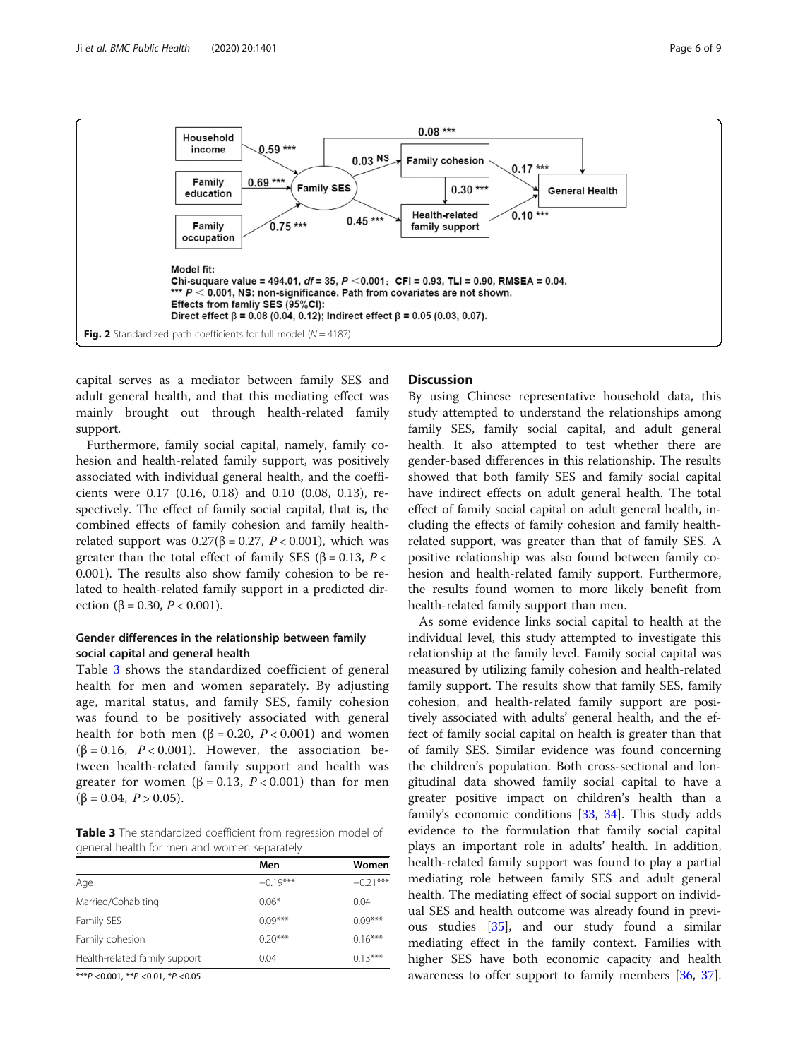Household income

Family education

Family occupation

0.59 ***

0.69 ***

0.75 ***

Family SES

0.08 ***

0.03 NS

0.45 ***

Family cohesion

0.30 ***

Health-related family support

0.17 ***

0.10 ***

General Health

Model fit:
Chi-suquare value = 494.01, df = 35, P <0.001; CFI = 0.93, TLI = 0.90, RMSEA = 0.04.
*** P < 0.001, NS: non-significance. Path from covariates are not shown.
Effects from famliy SES (95%CI):
Direct effect β = 0.08 (0.04, 0.12); Indirect effect β = 0.05 (0.03, 0.07).

**Fig. 2** Standardized path coefficients for full model (N = 4187)

capital serves as a mediator between family SES and adult general health, and that this mediating effect was mainly brought out through health-related family support.

Furthermore, family social capital, namely, family cohesion and health-related family support, was positively associated with individual general health, and the coefficients were 0.17 (0.16, 0.18) and 0.10 (0.08, 0.13), respectively. The effect of family social capital, that is, the combined effects of family cohesion and family health-related support was 0.27(β = 0.27, $P < 0.001$), which was greater than the total effect of family SES (β = 0.13, $P < 0.001$). The results also show family cohesion to be related to health-related family support in a predicted direction (β = 0.30, $P < 0.001$).

### Gender differences in the relationship between family social capital and general health

Table 3 shows the standardized coefficient of general health for men and women separately. By adjusting age, marital status, and family SES, family cohesion was found to be positively associated with general health for both men (β = 0.20, $P < 0.001$) and women (β = 0.16, $P < 0.001$). However, the association between health-related family support and health was greater for women (β = 0.13, $P < 0.001$) than for men (β = 0.04, $P > 0.05$).

**Table 3** The standardized coefficient from regression model of general health for men and women separately

| | Men | Women |
|---|---|---|
| Age | −0.19*** | −0.21*** |
| Married/Cohabiting | 0.06* | 0.04 |
| Family SES | 0.09*** | 0.09*** |
| Family cohesion | 0.20*** | 0.16*** |
| Health-related family support | 0.04 | 0.13*** |

***P <0.001, **P <0.01, *P <0.05

## Discussion

By using Chinese representative household data, this study attempted to understand the relationships among family SES, family social capital, and adult general health. It also attempted to test whether there are gender-based differences in this relationship. The results showed that both family SES and family social capital have indirect effects on adult general health. The total effect of family social capital on adult general health, including the effects of family cohesion and family health-related support, was greater than that of family SES. A positive relationship was also found between family cohesion and health-related family support. Furthermore, the results found women to more likely benefit from health-related family support than men.

As some evidence links social capital to health at the individual level, this study attempted to investigate this relationship at the family level. Family social capital was measured by utilizing family cohesion and health-related family support. The results show that family SES, family cohesion, and health-related family support are positively associated with adults' general health, and the effect of family social capital on health is greater than that of family SES. Similar evidence was found concerning the children's population. Both cross-sectional and longitudinal data showed family social capital to have a greater positive impact on children's health than a family's economic conditions [33, 34]. This study adds evidence to the formulation that family social capital plays an important role in adults' health. In addition, health-related family support was found to play a partial mediating role between family SES and adult general health. The mediating effect of social support on individual SES and health outcome was already found in previous studies [35], and our study found a similar mediating effect in the family context. Families with higher SES have both economic capacity and health awareness to offer support to family members [36, 37].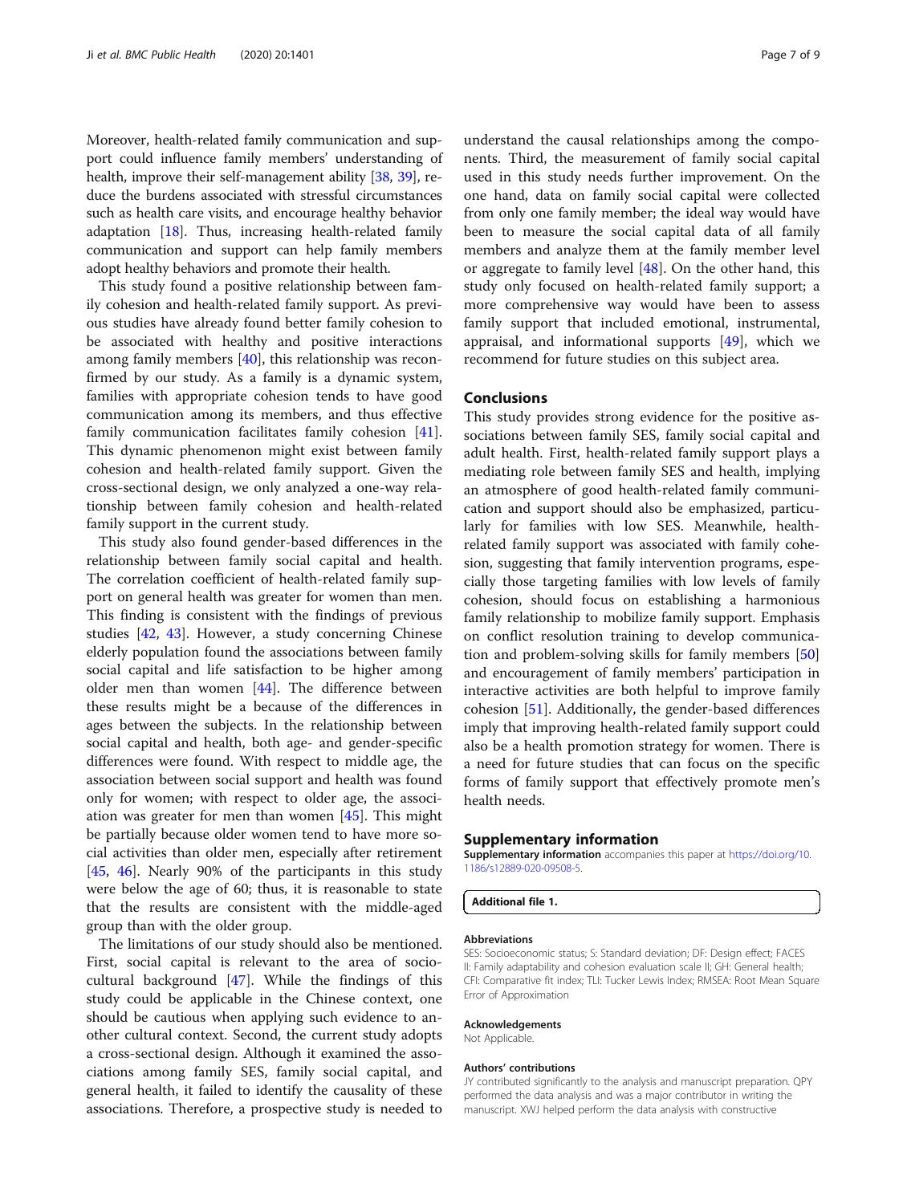Moreover, health-related family communication and support could influence family members' understanding of health, improve their self-management ability [38, 39], reduce the burdens associated with stressful circumstances such as health care visits, and encourage healthy behavior adaptation [18]. Thus, increasing health-related family communication and support can help family members adopt healthy behaviors and promote their health.

This study found a positive relationship between family cohesion and health-related family support. As previous studies have already found better family cohesion to be associated with healthy and positive interactions among family members [40], this relationship was reconfirmed by our study. As a family is a dynamic system, families with appropriate cohesion tends to have good communication among its members, and thus effective family communication facilitates family cohesion [41]. This dynamic phenomenon might exist between family cohesion and health-related family support. Given the cross-sectional design, we only analyzed a one-way relationship between family cohesion and health-related family support in the current study.

This study also found gender-based differences in the relationship between family social capital and health. The correlation coefficient of health-related family support on general health was greater for women than men. This finding is consistent with the findings of previous studies [42, 43]. However, a study concerning Chinese elderly population found the associations between family social capital and life satisfaction to be higher among older men than women [44]. The difference between these results might be a because of the differences in ages between the subjects. In the relationship between social capital and health, both age- and gender-specific differences were found. With respect to middle age, the association between social support and health was found only for women; with respect to older age, the association was greater for men than women [45]. This might be partially because older women tend to have more social activities than older men, especially after retirement [45, 46]. Nearly 90% of the participants in this study were below the age of 60; thus, it is reasonable to state that the results are consistent with the middle-aged group than with the older group.

The limitations of our study should also be mentioned. First, social capital is relevant to the area of sociocultural background [47]. While the findings of this study could be applicable in the Chinese context, one should be cautious when applying such evidence to another cultural context. Second, the current study adopts a cross-sectional design. Although it examined the associations among family SES, family social capital, and general health, it failed to identify the causality of these associations. Therefore, a prospective study is needed to understand the causal relationships among the components. Third, the measurement of family social capital used in this study needs further improvement. On the one hand, data on family social capital were collected from only one family member; the ideal way would have been to measure the social capital data of all family members and analyze them at the family member level or aggregate to family level [48]. On the other hand, this study only focused on health-related family support; a more comprehensive way would have been to assess family support that included emotional, instrumental, appraisal, and informational supports [49], which we recommend for future studies on this subject area.

## Conclusions

This study provides strong evidence for the positive associations between family SES, family social capital and adult health. First, health-related family support plays a mediating role between family SES and health, implying an atmosphere of good health-related family communication and support should also be emphasized, particularly for families with low SES. Meanwhile, health-related family support was associated with family cohesion, suggesting that family intervention programs, especially those targeting families with low levels of family cohesion, should focus on establishing a harmonious family relationship to mobilize family support. Emphasis on conflict resolution training to develop communication and problem-solving skills for family members [50] and encouragement of family members' participation in interactive activities are both helpful to improve family cohesion [51]. Additionally, the gender-based differences imply that improving health-related family support could also be a health promotion strategy for women. There is a need for future studies that can focus on the specific forms of family support that effectively promote men's health needs.

## Supplementary information

**Supplementary information** accompanies this paper at https://doi.org/10.1186/s12889-020-09508-5.

**Additional file 1.**

### Abbreviations

SES: Socioeconomic status; S: Standard deviation; DF: Design effect; FACES II: Family adaptability and cohesion evaluation scale II; GH: General health; CFI: Comparative fit index; TLI: Tucker Lewis Index; RMSEA: Root Mean Square Error of Approximation

### Acknowledgements

Not Applicable.

### Authors' contributions

JY contributed significantly to the analysis and manuscript preparation. QPY performed the data analysis and was a major contributor in writing the manuscript. XWJ helped perform the data analysis with constructive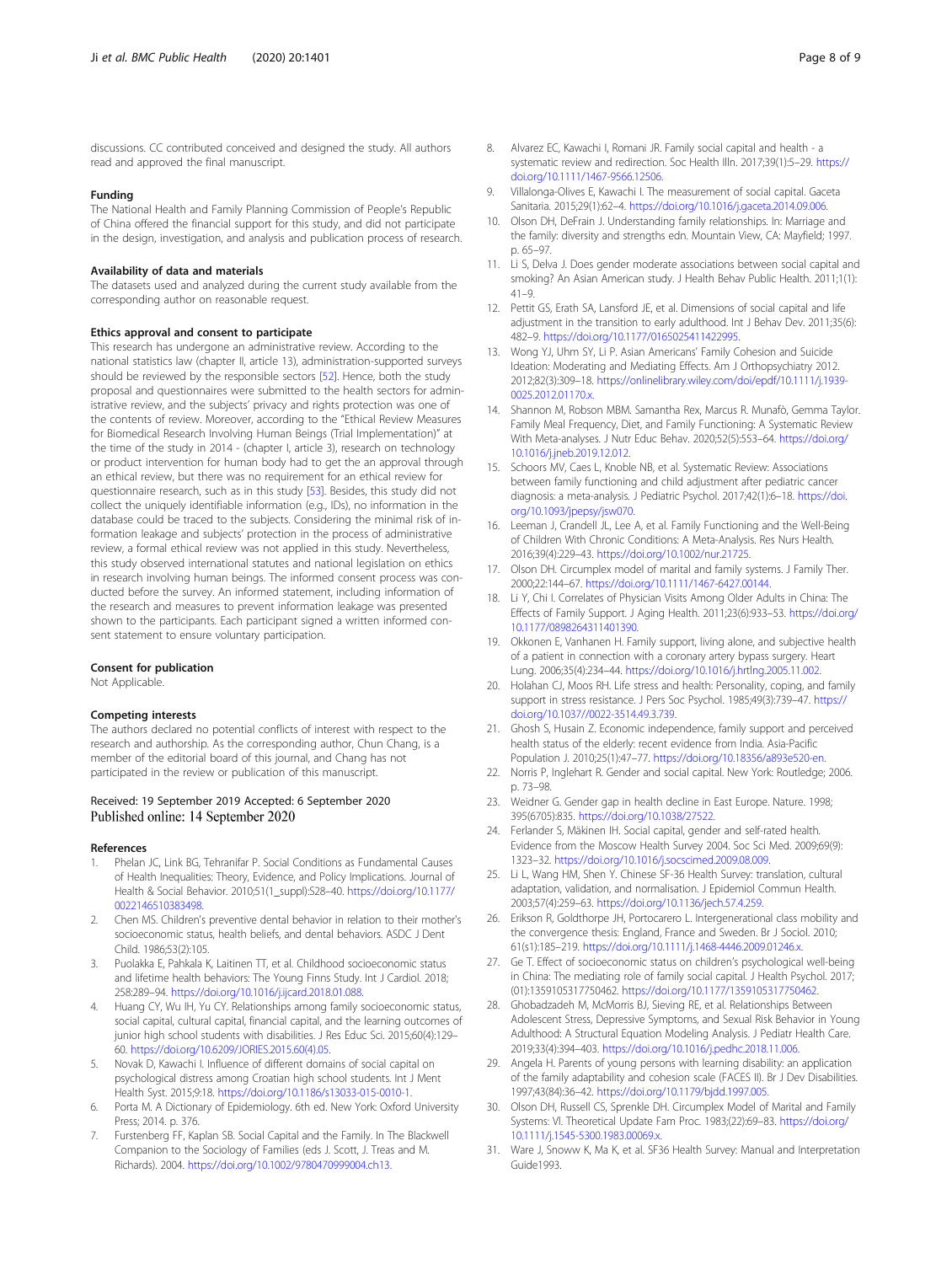discussions. CC contributed conceived and designed the study. All authors read and approved the final manuscript.

### Funding

The National Health and Family Planning Commission of People's Republic of China offered the financial support for this study, and did not participate in the design, investigation, and analysis and publication process of research.

### Availability of data and materials

The datasets used and analyzed during the current study available from the corresponding author on reasonable request.

### Ethics approval and consent to participate

This research has undergone an administrative review. According to the national statistics law (chapter II, article 13), administration-supported surveys should be reviewed by the responsible sectors [52]. Hence, both the study proposal and questionnaires were submitted to the health sectors for administrative review, and the subjects' privacy and rights protection was one of the contents of review. Moreover, according to the "Ethical Review Measures for Biomedical Research Involving Human Beings (Trial Implementation)" at the time of the study in 2014 - (chapter I, article 3), research on technology or product intervention for human body had to get the an approval through an ethical review, but there was no requirement for an ethical review for questionnaire research, such as in this study [53]. Besides, this study did not collect the uniquely identifiable information (e.g., IDs), no information in the database could be traced to the subjects. Considering the minimal risk of information leakage and subjects' protection in the process of administrative review, a formal ethical review was not applied in this study. Nevertheless, this study observed international statutes and national legislation on ethics in research involving human beings. The informed consent process was conducted before the survey. An informed statement, including information of the research and measures to prevent information leakage was presented shown to the participants. Each participant signed a written informed consent statement to ensure voluntary participation.

### Consent for publication

Not Applicable.

### Competing interests

The authors declared no potential conflicts of interest with respect to the research and authorship. As the corresponding author, Chun Chang, is a member of the editorial board of this journal, and Chang has not participated in the review or publication of this manuscript.

Received: 19 September 2019 Accepted: 6 September 2020
Published online: 14 September 2020

### References

1. Phelan JC, Link BG, Tehranifar P. Social Conditions as Fundamental Causes of Health Inequalities: Theory, Evidence, and Policy Implications. Journal of Health & Social Behavior. 2010;51(1_suppl):S28–40. https://doi.org/10.1177/0022146510383498.
2. Chen MS. Children's preventive dental behavior in relation to their mother's socioeconomic status, health beliefs, and dental behaviors. ASDC J Dent Child. 1986;53(2):105.
3. Puolakka E, Pahkala K, Laitinen TT, et al. Childhood socioeconomic status and lifetime health behaviors: The Young Finns Study. Int J Cardiol. 2018; 258:289–94. https://doi.org/10.1016/j.ijcard.2018.01.088.
4. Huang CY, Wu IH, Yu CY. Relationships among family socioeconomic status, social capital, cultural capital, financial capital, and the learning outcomes of junior high school students with disabilities. J Res Educ Sci. 2015;60(4):129–60. https://doi.org/10.6209/JORIES.2015.60(4).05.
5. Novak D, Kawachi I. Influence of different domains of social capital on psychological distress among Croatian high school students. Int J Ment Health Syst. 2015;9:18. https://doi.org/10.1186/s13033-015-0010-1.
6. Porta M. A Dictionary of Epidemiology. 6th ed. New York: Oxford University Press; 2014. p. 376.
7. Furstenberg FF, Kaplan SB. Social Capital and the Family. In The Blackwell Companion to the Sociology of Families (eds J. Scott, J. Treas and M. Richards). 2004. https://doi.org/10.1002/9780470999004.ch13.
8. Alvarez EC, Kawachi I, Romani JR. Family social capital and health - a systematic review and redirection. Soc Health Illn. 2017;39(1):5–29. https://doi.org/10.1111/1467-9566.12506.
9. Villalonga-Olives E, Kawachi I. The measurement of social capital. Gaceta Sanitaria. 2015;29(1):62–4. https://doi.org/10.1016/j.gaceta.2014.09.006.
10. Olson DH, DeFrain J. Understanding family relationships. In: Marriage and the family: diversity and strengths edn. Mountain View, CA: Mayfield; 1997. p. 65–97.
11. Li S, Delva J. Does gender moderate associations between social capital and smoking? An Asian American study. J Health Behav Public Health. 2011;1(1): 41–9.
12. Pettit GS, Erath SA, Lansford JE, et al. Dimensions of social capital and life adjustment in the transition to early adulthood. Int J Behav Dev. 2011;35(6): 482–9. https://doi.org/10.1177/0165025411422995.
13. Wong YJ, Uhm SY, Li P. Asian Americans' Family Cohesion and Suicide Ideation: Moderating and Mediating Effects. Am J Orthopsychiatry 2012. 2012;82(3):309–18. https://onlinelibrary.wiley.com/doi/epdf/10.1111/j.1939-0025.2012.01170.x.
14. Shannon M, Robson MBM. Samantha Rex, Marcus R. Munafò, Gemma Taylor. Family Meal Frequency, Diet, and Family Functioning: A Systematic Review With Meta-analyses. J Nutr Educ Behav. 2020;52(5):553–64. https://doi.org/10.1016/j.jneb.2019.12.012.
15. Schoors MV, Caes L, Knoble NB, et al. Systematic Review: Associations between family functioning and child adjustment after pediatric cancer diagnosis: a meta-analysis. J Pediatric Psychol. 2017;42(1):6–18. https://doi.org/10.1093/jpepsy/jsw070.
16. Leeman J, Crandell JL, Lee A, et al. Family Functioning and the Well-Being of Children With Chronic Conditions: A Meta-Analysis. Res Nurs Health. 2016;39(4):229–43. https://doi.org/10.1002/nur.21725.
17. Olson DH. Circumplex model of marital and family systems. J Family Ther. 2000;22:144–67. https://doi.org/10.1111/1467-6427.00144.
18. Li Y, Chi I. Correlates of Physician Visits Among Older Adults in China: The Effects of Family Support. J Aging Health. 2011;23(6):933–53. https://doi.org/10.1177/0898264311401390.
19. Okkonen E, Vanhanen H. Family support, living alone, and subjective health of a patient in connection with a coronary artery bypass surgery. Heart Lung. 2006;35(4):234–44. https://doi.org/10.1016/j.hrtlng.2005.11.002.
20. Holahan CJ, Moos RH. Life stress and health: Personality, coping, and family support in stress resistance. J Pers Soc Psychol. 1985;49(3):739–47. https://doi.org/10.1037//0022-3514.49.3.739.
21. Ghosh S, Husain Z. Economic independence, family support and perceived health status of the elderly: recent evidence from India. Asia-Pacific Population J. 2010;25(1):47–77. https://doi.org/10.18356/a893e520-en.
22. Norris P, Inglehart R. Gender and social capital. New York: Routledge; 2006. p. 73–98.
23. Weidner G. Gender gap in health decline in East Europe. Nature. 1998; 395(6705):835. https://doi.org/10.1038/27522.
24. Ferlander S, Mäkinen IH. Social capital, gender and self-rated health. Evidence from the Moscow Health Survey 2004. Soc Sci Med. 2009;69(9): 1323–32. https://doi.org/10.1016/j.socscimed.2009.08.009.
25. Li L, Wang HM, Shen Y. Chinese SF-36 Health Survey: translation, cultural adaptation, validation, and normalisation. J Epidemiol Commun Health. 2003;57(4):259–63. https://doi.org/10.1136/jech.57.4.259.
26. Erikson R, Goldthorpe JH, Portocarero L. Intergenerational class mobility and the convergence thesis: England, France and Sweden. Br J Sociol. 2010; 61(s1):185–219. https://doi.org/10.1111/j.1468-4446.2009.01246.x.
27. Ge T. Effect of socioeconomic status on children's psychological well-being in China: The mediating role of family social capital. J Health Psychol. 2017; (01):1359105317750462. https://doi.org/10.1177/1359105317750462.
28. Ghobadzadeh M, McMorris BJ, Sieving RE, et al. Relationships Between Adolescent Stress, Depressive Symptoms, and Sexual Risk Behavior in Young Adulthood: A Structural Equation Modeling Analysis. J Pediatr Health Care. 2019;33(4):394–403. https://doi.org/10.1016/j.pedhc.2018.11.006.
29. Angela H. Parents of young persons with learning disability: an application of the family adaptability and cohesion scale (FACES II). Br J Dev Disabilities. 1997;43(84):36–42. https://doi.org/10.1179/bjdd.1997.005.
30. Olson DH, Russell CS, Sprenkle DH. Circumplex Model of Marital and Family Systems: VI. Theoretical Update Fam Proc. 1983;(22):69–83. https://doi.org/10.1111/j.1545-5300.1983.00069.x.
31. Ware J, Snoww K, Ma K, et al. SF36 Health Survey: Manual and Interpretation Guide1993.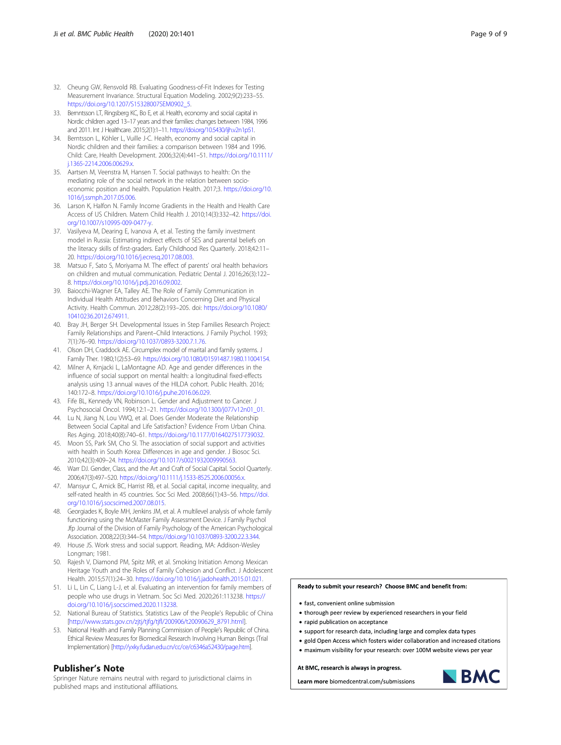32. Cheung GW, Rensvold RB. Evaluating Goodness-of-Fit Indexes for Testing Measurement Invariance. Structural Equation Modeling. 2002;9(2):233–55. https://doi.org/10.1207/S15328007SEM0902_5.
33. Berntsson LT, Ringsberg KC, Bo E, et al. Health, economy and social capital in Nordic children aged 13–17 years and their families: changes between 1984, 1996 and 2011. Int J Healthcare. 2015;2(1):1–11. https://doi.org/10.5430/ijh.v2n1p51.
34. Berntsson L, Köhler L, Vuille J-C. Health, economy and social capital in Nordic children and their families: a comparison between 1984 and 1996. Child: Care, Health Development. 2006;32(4):441–51. https://doi.org/10.1111/j.1365-2214.2006.00629.x.
35. Aartsen M, Veenstra M, Hansen T. Social pathways to health: On the mediating role of the social network in the relation between socio-economic position and health. Population Health. 2017;3. https://doi.org/10.1016/j.ssmph.2017.05.006.
36. Larson K, Halfon N. Family Income Gradients in the Health and Health Care Access of US Children. Matern Child Health J. 2010;14(3):332–42. https://doi.org/10.1007/s10995-009-0477-y.
37. Vasilyeva M, Dearing E, Ivanova A, et al. Testing the family investment model in Russia: Estimating indirect effects of SES and parental beliefs on the literacy skills of first-graders. Early Childhood Res Quarterly. 2018;42:11–20. https://doi.org/10.1016/j.ecresq.2017.08.003.
38. Matsuo F, Sato S, Moriyama M. The effect of parents' oral health behaviors on children and mutual communication. Pediatric Dental J. 2016;26(3):122–8. https://doi.org/10.1016/j.pdj.2016.09.002.
39. Baiocchi-Wagner EA, Talley AE. The Role of Family Communication in Individual Health Attitudes and Behaviors Concerning Diet and Physical Activity. Health Commun. 2012;28(2):193–205. doi: https://doi.org/10.1080/10410236.2012.674911.
40. Bray JH, Berger SH. Developmental Issues in Step Families Research Project: Family Relationships and Parent–Child Interactions. J Family Psychol. 1993;7(1):76–90. https://doi.org/10.1037/0893-3200.7.1.76.
41. Olson DH, Craddock AE. Circumplex model of marital and family systems. J Family Ther. 1980;1(2):53–69. https://doi.org/10.1080/01591487.1980.11004154.
42. Milner A, Krnjacki L, LaMontagne AD. Age and gender differences in the influence of social support on mental health: a longitudinal fixed-effects analysis using 13 annual waves of the HILDA cohort. Public Health. 2016;140:172–8. https://doi.org/10.1016/j.puhe.2016.06.029.
43. Fife BL, Kennedy VN, Robinson L. Gender and Adjustment to Cancer. J Psychosocial Oncol. 1994;12:1–21. https://doi.org/10.1300/j077v12n01_01.
44. Lu N, Jiang N, Lou VWQ, et al. Does Gender Moderate the Relationship Between Social Capital and Life Satisfaction? Evidence From Urban China. Res Aging. 2018;40(8):740–61. https://doi.org/10.1177/0164027517739032.
45. Moon SS, Park SM, Cho SI. The association of social support and activities with health in South Korea: Differences in age and gender. J Biosoc Sci. 2010;42(3):409–24. https://doi.org/10.1017/s0021932009990563.
46. Warr DJ. Gender, Class, and the Art and Craft of Social Capital. Sociol Quarterly. 2006;47(3):497–520. https://doi.org/10.1111/j.1533-8525.2006.00056.x.
47. Mansyur C, Amick BC, Harrist RB, et al. Social capital, income inequality, and self-rated health in 45 countries. Soc Sci Med. 2008;66(1):43–56. https://doi.org/10.1016/j.socscimed.2007.08.015.
48. Georgiades K, Boyle MH, Jenkins JM, et al. A multilevel analysis of whole family functioning using the McMaster Family Assessment Device. J Family Psychol Jfp Journal of the Division of Family Psychology of the American Psychological Association. 2008;22(3):344–54. https://doi.org/10.1037/0893-3200.22.3.344.
49. House JS. Work stress and social support. Reading, MA: Addison-Wesley Longman; 1981.
50. Rajesh V, Diamond PM, Spitz MR, et al. Smoking Initiation Among Mexican Heritage Youth and the Roles of Family Cohesion and Conflict. J Adolescent Health. 2015;57(1):24–30. https://doi.org/10.1016/j.jadohealth.2015.01.021.
51. Li L, Lin C, Liang L-J, et al. Evaluating an intervention for family members of people who use drugs in Vietnam. Soc Sci Med. 2020;261:113238. https://doi.org/10.1016/j.socscimed.2020.113238.
52. National Bureau of Statistics. Statistics Law of the People's Republic of China [http://www.stats.gov.cn/zjtj/tjfg/tjfl/200906/t20090629_8791.html].
53. National Health and Family Planning Commission of People's Republic of China. Ethical Review Measures for Biomedical Research Involving Human Beings (Trial Implementation) [http://yxky.fudan.edu.cn/cc/ce/c6346a52430/page.htm].

## Publisher's Note

Springer Nature remains neutral with regard to jurisdictional claims in published maps and institutional affiliations.

**Ready to submit your research? Choose BMC and benefit from:**

- fast, convenient online submission
- thorough peer review by experienced researchers in your field
- rapid publication on acceptance
- support for research data, including large and complex data types
- gold Open Access which fosters wider collaboration and increased citations
- maximum visibility for your research: over 100M website views per year

**At BMC, research is always in progress.**

**Learn more** biomedcentral.com/submissions

BMC